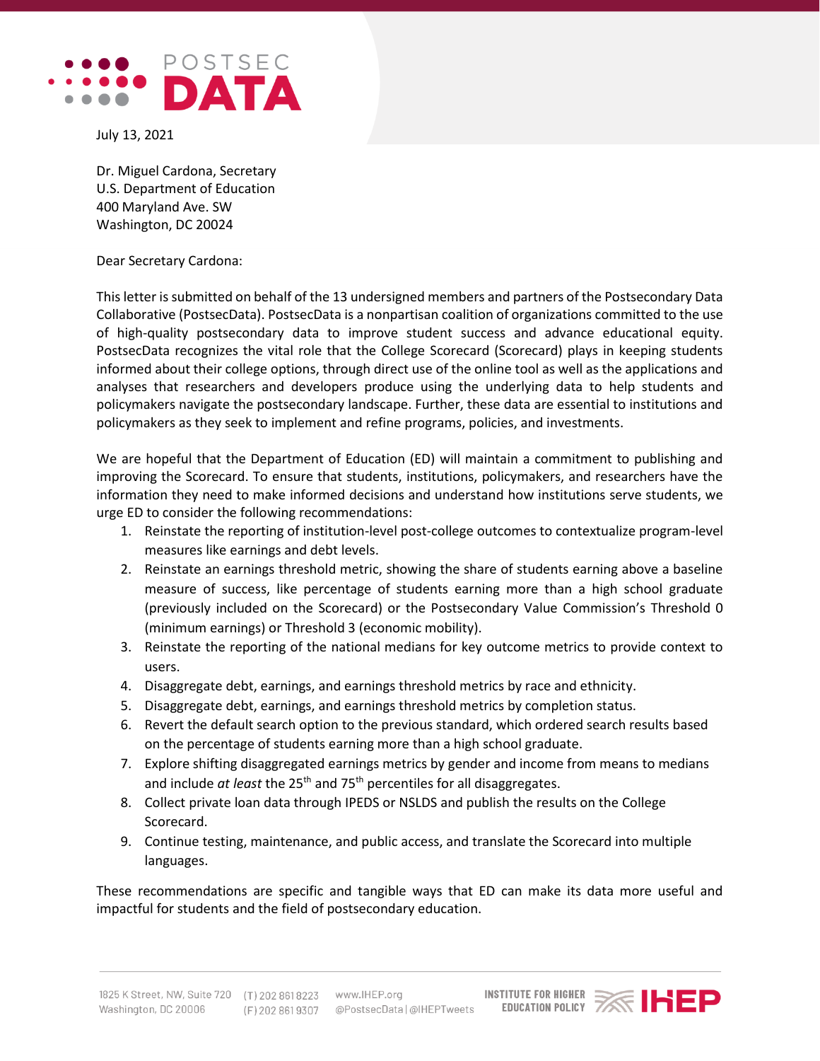July 13, 2021

Dr. Miguel Cardona, Secretary
U.S. Department of Education
400 Maryland Ave. SW
Washington, DC 20024

Dear Secretary Cardona:

This letter is submitted on behalf of the 13 undersigned members and partners of the Postsecondary Data Collaborative (PostsecData). PostsecData is a nonpartisan coalition of organizations committed to the use of high-quality postsecondary data to improve student success and advance educational equity. PostsecData recognizes the vital role that the College Scorecard (Scorecard) plays in keeping students informed about their college options, through direct use of the online tool as well as the applications and analyses that researchers and developers produce using the underlying data to help students and policymakers navigate the postsecondary landscape. Further, these data are essential to institutions and policymakers as they seek to implement and refine programs, policies, and investments.

We are hopeful that the Department of Education (ED) will maintain a commitment to publishing and improving the Scorecard. To ensure that students, institutions, policymakers, and researchers have the information they need to make informed decisions and understand how institutions serve students, we urge ED to consider the following recommendations:

1. Reinstate the reporting of institution-level post-college outcomes to contextualize program-level measures like earnings and debt levels.
2. Reinstate an earnings threshold metric, showing the share of students earning above a baseline measure of success, like percentage of students earning more than a high school graduate (previously included on the Scorecard) or the Postsecondary Value Commission's Threshold 0 (minimum earnings) or Threshold 3 (economic mobility).
3. Reinstate the reporting of the national medians for key outcome metrics to provide context to users.
4. Disaggregate debt, earnings, and earnings threshold metrics by race and ethnicity.
5. Disaggregate debt, earnings, and earnings threshold metrics by completion status.
6. Revert the default search option to the previous standard, which ordered search results based on the percentage of students earning more than a high school graduate.
7. Explore shifting disaggregated earnings metrics by gender and income from means to medians and include *at least* the 25th and 75th percentiles for all disaggregates.
8. Collect private loan data through IPEDS or NSLDS and publish the results on the College Scorecard.
9. Continue testing, maintenance, and public access, and translate the Scorecard into multiple languages.

These recommendations are specific and tangible ways that ED can make its data more useful and impactful for students and the field of postsecondary education.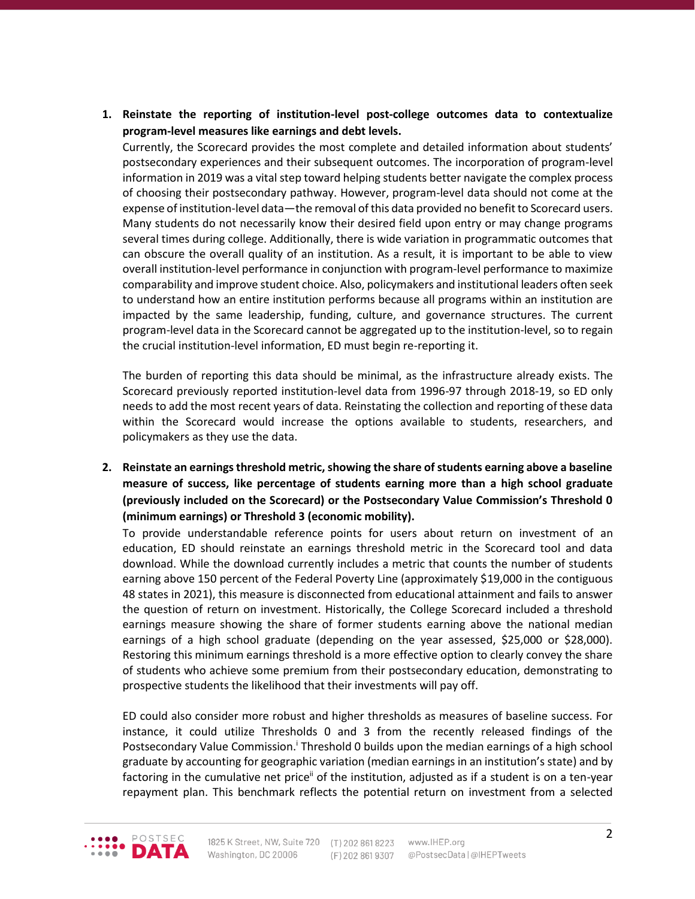1. **Reinstate the reporting of institution-level post-college outcomes data to contextualize program-level measures like earnings and debt levels.**

   Currently, the Scorecard provides the most complete and detailed information about students' postsecondary experiences and their subsequent outcomes. The incorporation of program-level information in 2019 was a vital step toward helping students better navigate the complex process of choosing their postsecondary pathway. However, program-level data should not come at the expense of institution-level data—the removal of this data provided no benefit to Scorecard users. Many students do not necessarily know their desired field upon entry or may change programs several times during college. Additionally, there is wide variation in programmatic outcomes that can obscure the overall quality of an institution. As a result, it is important to be able to view overall institution-level performance in conjunction with program-level performance to maximize comparability and improve student choice. Also, policymakers and institutional leaders often seek to understand how an entire institution performs because all programs within an institution are impacted by the same leadership, funding, culture, and governance structures. The current program-level data in the Scorecard cannot be aggregated up to the institution-level, so to regain the crucial institution-level information, ED must begin re-reporting it.

   The burden of reporting this data should be minimal, as the infrastructure already exists. The Scorecard previously reported institution-level data from 1996-97 through 2018-19, so ED only needs to add the most recent years of data. Reinstating the collection and reporting of these data within the Scorecard would increase the options available to students, researchers, and policymakers as they use the data.

2. **Reinstate an earnings threshold metric, showing the share of students earning above a baseline measure of success, like percentage of students earning more than a high school graduate (previously included on the Scorecard) or the Postsecondary Value Commission's Threshold 0 (minimum earnings) or Threshold 3 (economic mobility).**

   To provide understandable reference points for users about return on investment of an education, ED should reinstate an earnings threshold metric in the Scorecard tool and data download. While the download currently includes a metric that counts the number of students earning above 150 percent of the Federal Poverty Line (approximately $19,000 in the contiguous 48 states in 2021), this measure is disconnected from educational attainment and fails to answer the question of return on investment. Historically, the College Scorecard included a threshold earnings measure showing the share of former students earning above the national median earnings of a high school graduate (depending on the year assessed, $25,000 or $28,000). Restoring this minimum earnings threshold is a more effective option to clearly convey the share of students who achieve some premium from their postsecondary education, demonstrating to prospective students the likelihood that their investments will pay off.

   ED could also consider more robust and higher thresholds as measures of baseline success. For instance, it could utilize Thresholds 0 and 3 from the recently released findings of the Postsecondary Value Commission.[i] Threshold 0 builds upon the median earnings of a high school graduate by accounting for geographic variation (median earnings in an institution's state) and by factoring in the cumulative net price[ii] of the institution, adjusted as if a student is on a ten-year repayment plan. This benchmark reflects the potential return on investment from a selected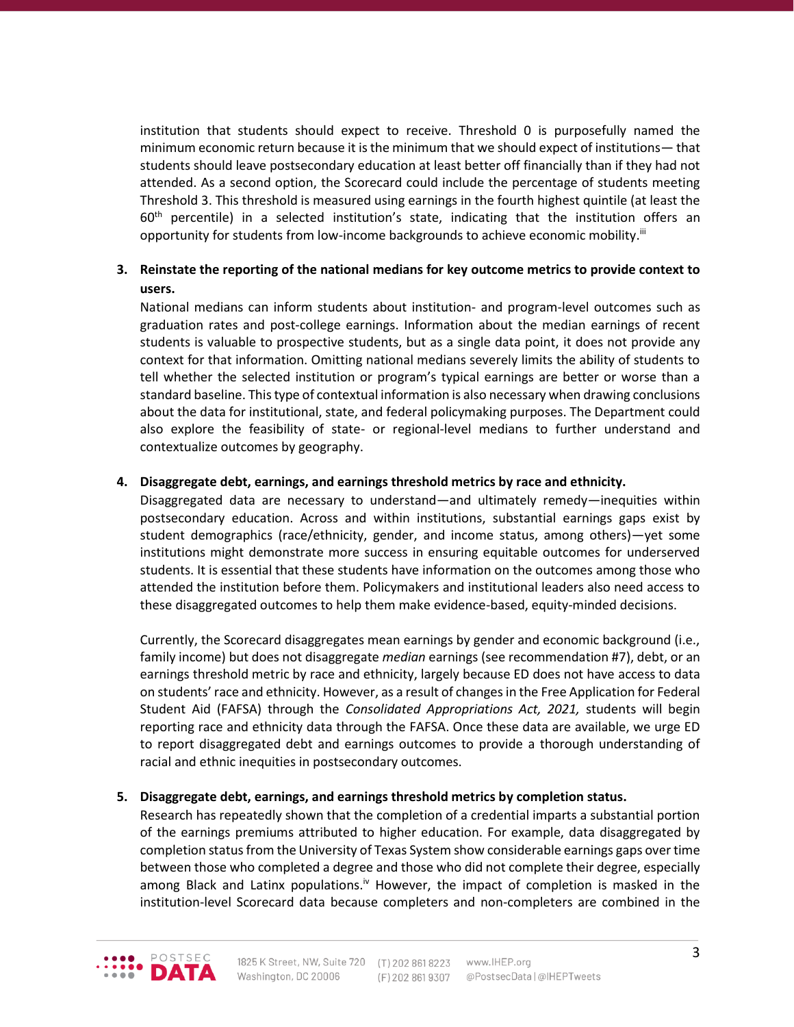institution that students should expect to receive. Threshold 0 is purposefully named the minimum economic return because it is the minimum that we should expect of institutions— that students should leave postsecondary education at least better off financially than if they had not attended. As a second option, the Scorecard could include the percentage of students meeting Threshold 3. This threshold is measured using earnings in the fourth highest quintile (at least the 60th percentile) in a selected institution's state, indicating that the institution offers an opportunity for students from low-income backgrounds to achieve economic mobility.[iii]

3. **Reinstate the reporting of the national medians for key outcome metrics to provide context to users.**
   National medians can inform students about institution- and program-level outcomes such as graduation rates and post-college earnings. Information about the median earnings of recent students is valuable to prospective students, but as a single data point, it does not provide any context for that information. Omitting national medians severely limits the ability of students to tell whether the selected institution or program's typical earnings are better or worse than a standard baseline. This type of contextual information is also necessary when drawing conclusions about the data for institutional, state, and federal policymaking purposes. The Department could also explore the feasibility of state- or regional-level medians to further understand and contextualize outcomes by geography.

4. **Disaggregate debt, earnings, and earnings threshold metrics by race and ethnicity.**
   Disaggregated data are necessary to understand—and ultimately remedy—inequities within postsecondary education. Across and within institutions, substantial earnings gaps exist by student demographics (race/ethnicity, gender, and income status, among others)—yet some institutions might demonstrate more success in ensuring equitable outcomes for underserved students. It is essential that these students have information on the outcomes among those who attended the institution before them. Policymakers and institutional leaders also need access to these disaggregated outcomes to help them make evidence-based, equity-minded decisions.

   Currently, the Scorecard disaggregates mean earnings by gender and economic background (i.e., family income) but does not disaggregate *median* earnings (see recommendation #7), debt, or an earnings threshold metric by race and ethnicity, largely because ED does not have access to data on students' race and ethnicity. However, as a result of changes in the Free Application for Federal Student Aid (FAFSA) through the *Consolidated Appropriations Act, 2021,* students will begin reporting race and ethnicity data through the FAFSA. Once these data are available, we urge ED to report disaggregated debt and earnings outcomes to provide a thorough understanding of racial and ethnic inequities in postsecondary outcomes.

5. **Disaggregate debt, earnings, and earnings threshold metrics by completion status.**
   Research has repeatedly shown that the completion of a credential imparts a substantial portion of the earnings premiums attributed to higher education. For example, data disaggregated by completion status from the University of Texas System show considerable earnings gaps over time between those who completed a degree and those who did not complete their degree, especially among Black and Latinx populations.[iv] However, the impact of completion is masked in the institution-level Scorecard data because completers and non-completers are combined in the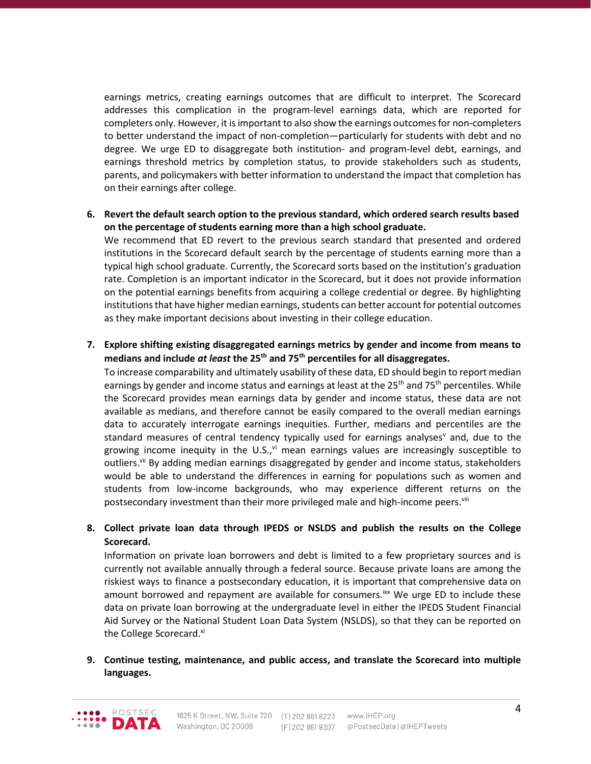earnings metrics, creating earnings outcomes that are difficult to interpret. The Scorecard addresses this complication in the program-level earnings data, which are reported for completers only. However, it is important to also show the earnings outcomes for non-completers to better understand the impact of non-completion—particularly for students with debt and no degree. We urge ED to disaggregate both institution- and program-level debt, earnings, and earnings threshold metrics by completion status, to provide stakeholders such as students, parents, and policymakers with better information to understand the impact that completion has on their earnings after college.

6. **Revert the default search option to the previous standard, which ordered search results based on the percentage of students earning more than a high school graduate.**
   We recommend that ED revert to the previous search standard that presented and ordered institutions in the Scorecard default search by the percentage of students earning more than a typical high school graduate. Currently, the Scorecard sorts based on the institution's graduation rate. Completion is an important indicator in the Scorecard, but it does not provide information on the potential earnings benefits from acquiring a college credential or degree. By highlighting institutions that have higher median earnings, students can better account for potential outcomes as they make important decisions about investing in their college education.

7. **Explore shifting existing disaggregated earnings metrics by gender and income from means to medians and include *at least* the 25th and 75th percentiles for all disaggregates.**
   To increase comparability and ultimately usability of these data, ED should begin to report median earnings by gender and income status and earnings at least at the 25th and 75th percentiles. While the Scorecard provides mean earnings data by gender and income status, these data are not available as medians, and therefore cannot be easily compared to the overall median earnings data to accurately interrogate earnings inequities. Further, medians and percentiles are the standard measures of central tendency typically used for earnings analyses[v] and, due to the growing income inequity in the U.S.,[vi] mean earnings values are increasingly susceptible to outliers.[vii] By adding median earnings disaggregated by gender and income status, stakeholders would be able to understand the differences in earning for populations such as women and students from low-income backgrounds, who may experience different returns on the postsecondary investment than their more privileged male and high-income peers.[viii]

8. **Collect private loan data through IPEDS or NSLDS and publish the results on the College Scorecard.**
   Information on private loan borrowers and debt is limited to a few proprietary sources and is currently not available annually through a federal source. Because private loans are among the riskiest ways to finance a postsecondary education, it is important that comprehensive data on amount borrowed and repayment are available for consumers.[ixx] We urge ED to include these data on private loan borrowing at the undergraduate level in either the IPEDS Student Financial Aid Survey or the National Student Loan Data System (NSLDS), so that they can be reported on the College Scorecard.[xi]

9. **Continue testing, maintenance, and public access, and translate the Scorecard into multiple languages.**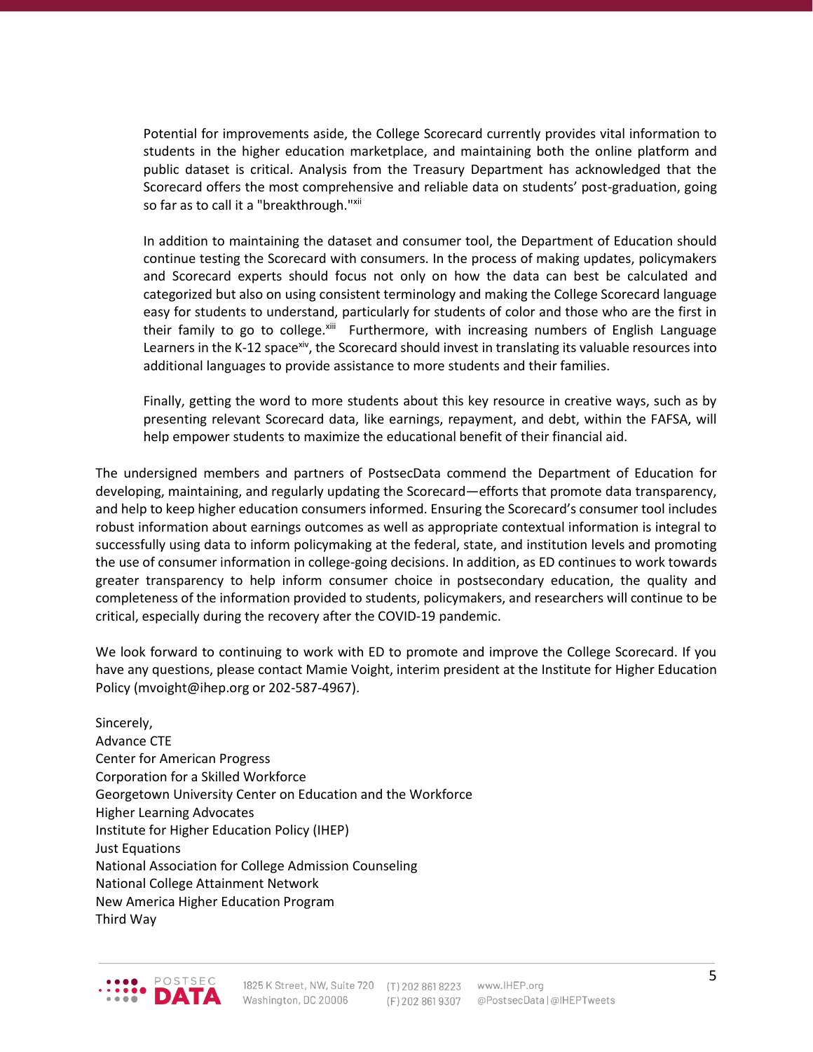Potential for improvements aside, the College Scorecard currently provides vital information to students in the higher education marketplace, and maintaining both the online platform and public dataset is critical. Analysis from the Treasury Department has acknowledged that the Scorecard offers the most comprehensive and reliable data on students' post-graduation, going so far as to call it a "breakthrough."[xii]

In addition to maintaining the dataset and consumer tool, the Department of Education should continue testing the Scorecard with consumers. In the process of making updates, policymakers and Scorecard experts should focus not only on how the data can best be calculated and categorized but also on using consistent terminology and making the College Scorecard language easy for students to understand, particularly for students of color and those who are the first in their family to go to college.[xiii] Furthermore, with increasing numbers of English Language Learners in the K-12 space[xiv], the Scorecard should invest in translating its valuable resources into additional languages to provide assistance to more students and their families.

Finally, getting the word to more students about this key resource in creative ways, such as by presenting relevant Scorecard data, like earnings, repayment, and debt, within the FAFSA, will help empower students to maximize the educational benefit of their financial aid.

The undersigned members and partners of PostsecData commend the Department of Education for developing, maintaining, and regularly updating the Scorecard—efforts that promote data transparency, and help to keep higher education consumers informed. Ensuring the Scorecard's consumer tool includes robust information about earnings outcomes as well as appropriate contextual information is integral to successfully using data to inform policymaking at the federal, state, and institution levels and promoting the use of consumer information in college-going decisions. In addition, as ED continues to work towards greater transparency to help inform consumer choice in postsecondary education, the quality and completeness of the information provided to students, policymakers, and researchers will continue to be critical, especially during the recovery after the COVID-19 pandemic.

We look forward to continuing to work with ED to promote and improve the College Scorecard. If you have any questions, please contact Mamie Voight, interim president at the Institute for Higher Education Policy (mvoight@ihep.org or 202-587-4967).

Sincerely,
Advance CTE
Center for American Progress
Corporation for a Skilled Workforce
Georgetown University Center on Education and the Workforce
Higher Learning Advocates
Institute for Higher Education Policy (IHEP)
Just Equations
National Association for College Admission Counseling
National College Attainment Network
New America Higher Education Program
Third Way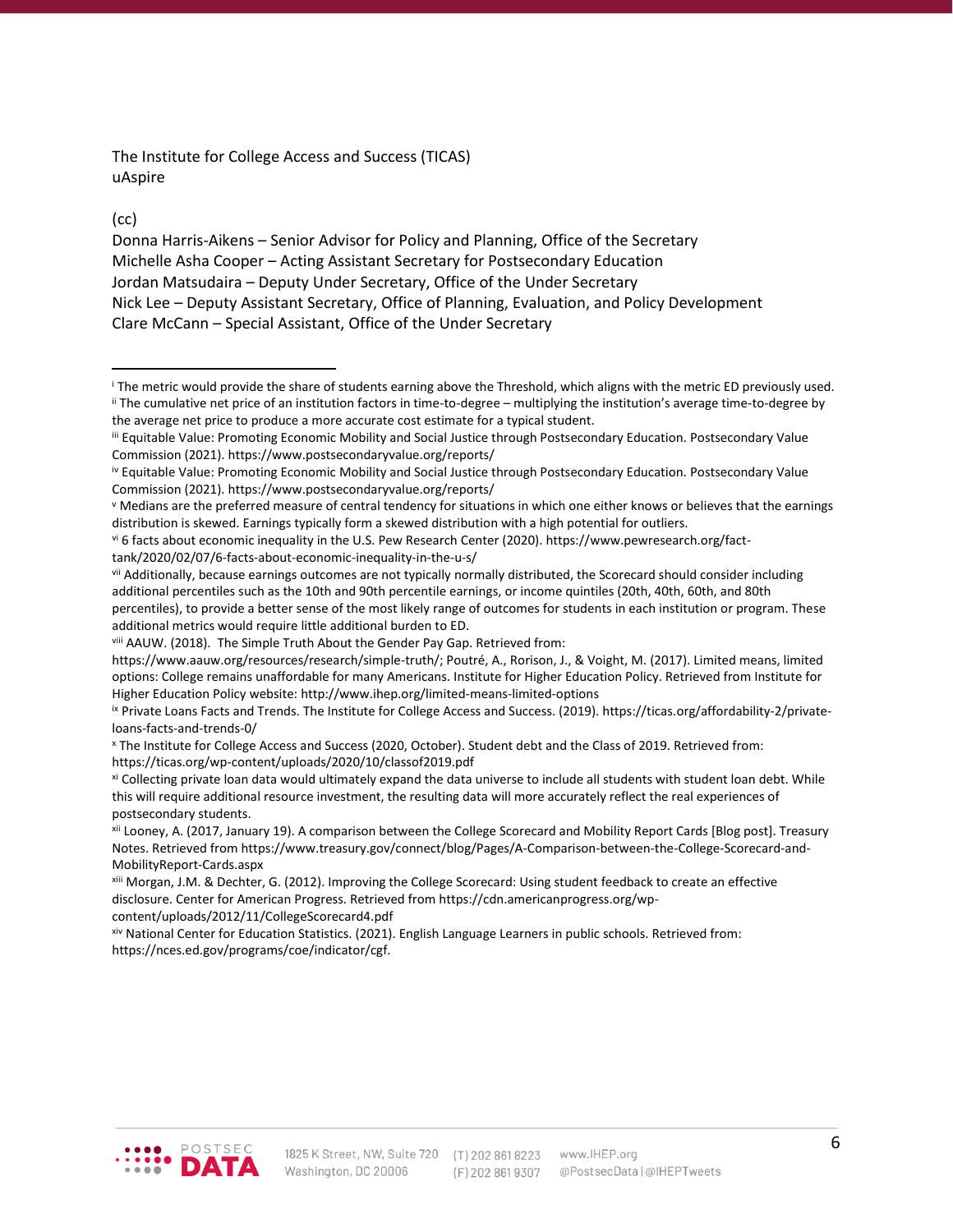The Institute for College Access and Success (TICAS)
uAspire

(cc)
Donna Harris-Aikens – Senior Advisor for Policy and Planning, Office of the Secretary
Michelle Asha Cooper – Acting Assistant Secretary for Postsecondary Education
Jordan Matsudaira – Deputy Under Secretary, Office of the Under Secretary
Nick Lee – Deputy Assistant Secretary, Office of Planning, Evaluation, and Policy Development
Clare McCann – Special Assistant, Office of the Under Secretary

---

[i] The metric would provide the share of students earning above the Threshold, which aligns with the metric ED previously used.

[ii] The cumulative net price of an institution factors in time-to-degree – multiplying the institution's average time-to-degree by the average net price to produce a more accurate cost estimate for a typical student.

[iii] Equitable Value: Promoting Economic Mobility and Social Justice through Postsecondary Education. Postsecondary Value Commission (2021). https://www.postsecondaryvalue.org/reports/

[iv] Equitable Value: Promoting Economic Mobility and Social Justice through Postsecondary Education. Postsecondary Value Commission (2021). https://www.postsecondaryvalue.org/reports/

[v] Medians are the preferred measure of central tendency for situations in which one either knows or believes that the earnings distribution is skewed. Earnings typically form a skewed distribution with a high potential for outliers.

[vi] 6 facts about economic inequality in the U.S. Pew Research Center (2020). https://www.pewresearch.org/fact-tank/2020/02/07/6-facts-about-economic-inequality-in-the-u-s/

[vii] Additionally, because earnings outcomes are not typically normally distributed, the Scorecard should consider including additional percentiles such as the 10th and 90th percentile earnings, or income quintiles (20th, 40th, 60th, and 80th percentiles), to provide a better sense of the most likely range of outcomes for students in each institution or program. These additional metrics would require little additional burden to ED.

[viii] AAUW. (2018). The Simple Truth About the Gender Pay Gap. Retrieved from: https://www.aauw.org/resources/research/simple-truth/; Poutré, A., Rorison, J., & Voight, M. (2017). Limited means, limited options: College remains unaffordable for many Americans. Institute for Higher Education Policy. Retrieved from Institute for Higher Education Policy website: http://www.ihep.org/limited-means-limited-options

[ix] Private Loans Facts and Trends. The Institute for College Access and Success. (2019). https://ticas.org/affordability-2/private-loans-facts-and-trends-0/

[x] The Institute for College Access and Success (2020, October). Student debt and the Class of 2019. Retrieved from: https://ticas.org/wp-content/uploads/2020/10/classof2019.pdf

[xi] Collecting private loan data would ultimately expand the data universe to include all students with student loan debt. While this will require additional resource investment, the resulting data will more accurately reflect the real experiences of postsecondary students.

[xii] Looney, A. (2017, January 19). A comparison between the College Scorecard and Mobility Report Cards [Blog post]. Treasury Notes. Retrieved from https://www.treasury.gov/connect/blog/Pages/A-Comparison-between-the-College-Scorecard-and-MobilityReport-Cards.aspx

[xiii] Morgan, J.M. & Dechter, G. (2012). Improving the College Scorecard: Using student feedback to create an effective disclosure. Center for American Progress. Retrieved from https://cdn.americanprogress.org/wp-content/uploads/2012/11/CollegeScorecard4.pdf

[xiv] National Center for Education Statistics. (2021). English Language Learners in public schools. Retrieved from: https://nces.ed.gov/programs/coe/indicator/cgf.